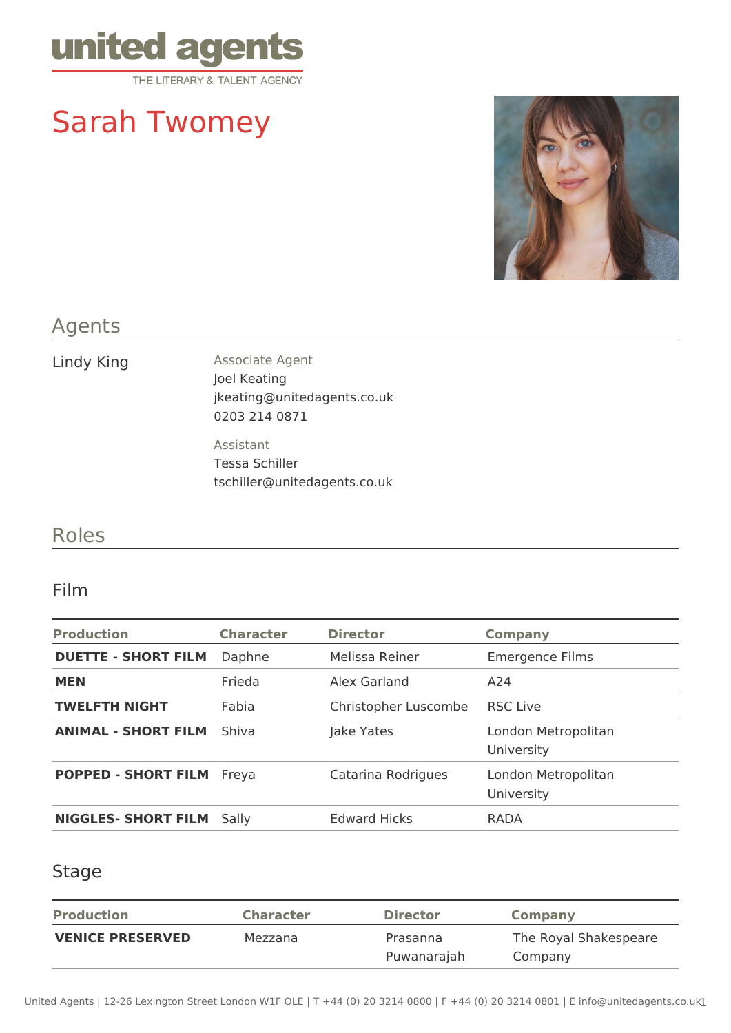united agents
THE LITERARY & TALENT AGENCY

# Sarah Twomey

## Agents

Lindy King

Associate Agent
Joel Keating
jkeating@unitedagents.co.uk
0203 214 0871

Assistant
Tessa Schiller
tschiller@unitedagents.co.uk

## Roles

### Film

| Production | Character | Director | Company |
|---|---|---|---|
| **DUETTE - SHORT FILM** | Daphne | Melissa Reiner | Emergence Films |
| **MEN** | Frieda | Alex Garland | A24 |
| **TWELFTH NIGHT** | Fabia | Christopher Luscombe | RSC Live |
| **ANIMAL - SHORT FILM** | Shiva | Jake Yates | London Metropolitan University |
| **POPPED - SHORT FILM** | Freya | Catarina Rodrigues | London Metropolitan University |
| **NIGGLES- SHORT FILM** | Sally | Edward Hicks | RADA |

### Stage

| Production | Character | Director | Company |
|---|---|---|---|
| **VENICE PRESERVED** | Mezzana | Prasanna Puwanarajah | The Royal Shakespeare Company |

United Agents | 12-26 Lexington Street London W1F OLE | T +44 (0) 20 3214 0800 | F +44 (0) 20 3214 0801 | E info@unitedagents.co.uk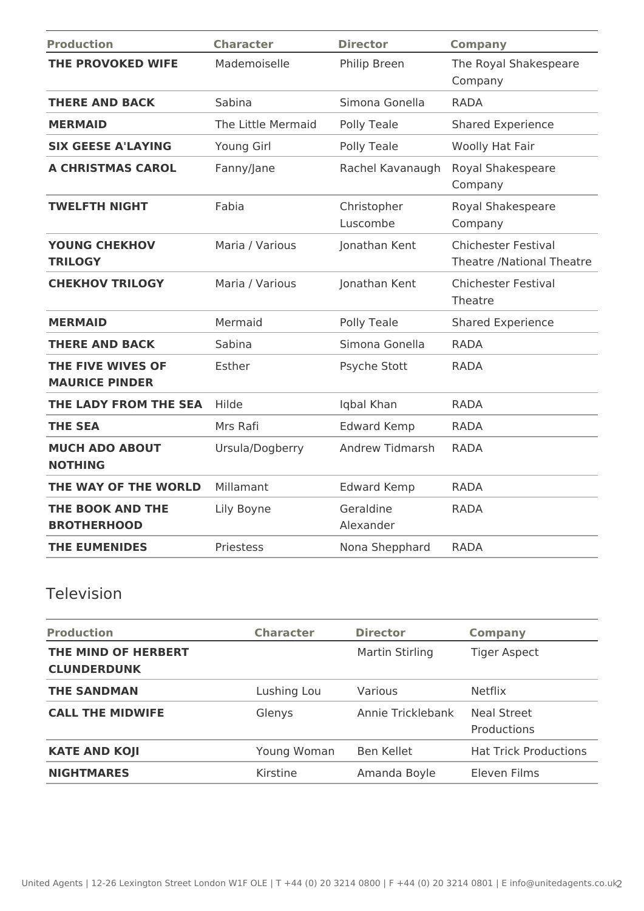| Production | Character | Director | Company |
|---|---|---|---|
| **THE PROVOKED WIFE** | Mademoiselle | Philip Breen | The Royal Shakespeare Company |
| **THERE AND BACK** | Sabina | Simona Gonella | RADA |
| **MERMAID** | The Little Mermaid | Polly Teale | Shared Experience |
| **SIX GEESE A'LAYING** | Young Girl | Polly Teale | Woolly Hat Fair |
| **A CHRISTMAS CAROL** | Fanny/Jane | Rachel Kavanaugh | Royal Shakespeare Company |
| **TWELFTH NIGHT** | Fabia | Christopher Luscombe | Royal Shakespeare Company |
| **YOUNG CHEKHOV TRILOGY** | Maria / Various | Jonathan Kent | Chichester Festival Theatre /National Theatre |
| **CHEKHOV TRILOGY** | Maria / Various | Jonathan Kent | Chichester Festival Theatre |
| **MERMAID** | Mermaid | Polly Teale | Shared Experience |
| **THERE AND BACK** | Sabina | Simona Gonella | RADA |
| **THE FIVE WIVES OF MAURICE PINDER** | Esther | Psyche Stott | RADA |
| **THE LADY FROM THE SEA** | Hilde | Iqbal Khan | RADA |
| **THE SEA** | Mrs Rafi | Edward Kemp | RADA |
| **MUCH ADO ABOUT NOTHING** | Ursula/Dogberry | Andrew Tidmarsh | RADA |
| **THE WAY OF THE WORLD** | Millamant | Edward Kemp | RADA |
| **THE BOOK AND THE BROTHERHOOD** | Lily Boyne | Geraldine Alexander | RADA |
| **THE EUMENIDES** | Priestess | Nona Shepphard | RADA |

## Television

| Production | Character | Director | Company |
|---|---|---|---|
| **THE MIND OF HERBERT CLUNDERDUNK** | | Martin Stirling | Tiger Aspect |
| **THE SANDMAN** | Lushing Lou | Various | Netflix |
| **CALL THE MIDWIFE** | Glenys | Annie Tricklebank | Neal Street Productions |
| **KATE AND KOJI** | Young Woman | Ben Kellet | Hat Trick Productions |
| **NIGHTMARES** | Kirstine | Amanda Boyle | Eleven Films |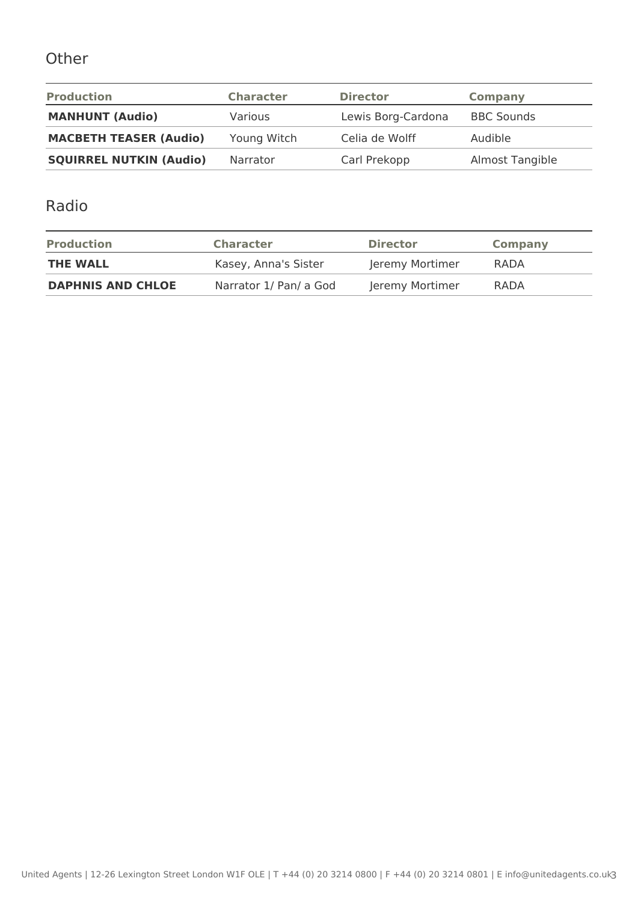## Other

| Production | Character | Director | Company |
| --- | --- | --- | --- |
| **MANHUNT (Audio)** | Various | Lewis Borg-Cardona | BBC Sounds |
| **MACBETH TEASER (Audio)** | Young Witch | Celia de Wolff | Audible |
| **SQUIRREL NUTKIN (Audio)** | Narrator | Carl Prekopp | Almost Tangible |

## Radio

| Production | Character | Director | Company |
| --- | --- | --- | --- |
| **THE WALL** | Kasey, Anna's Sister | Jeremy Mortimer | RADA |
| **DAPHNIS AND CHLOE** | Narrator 1/ Pan/ a God | Jeremy Mortimer | RADA |